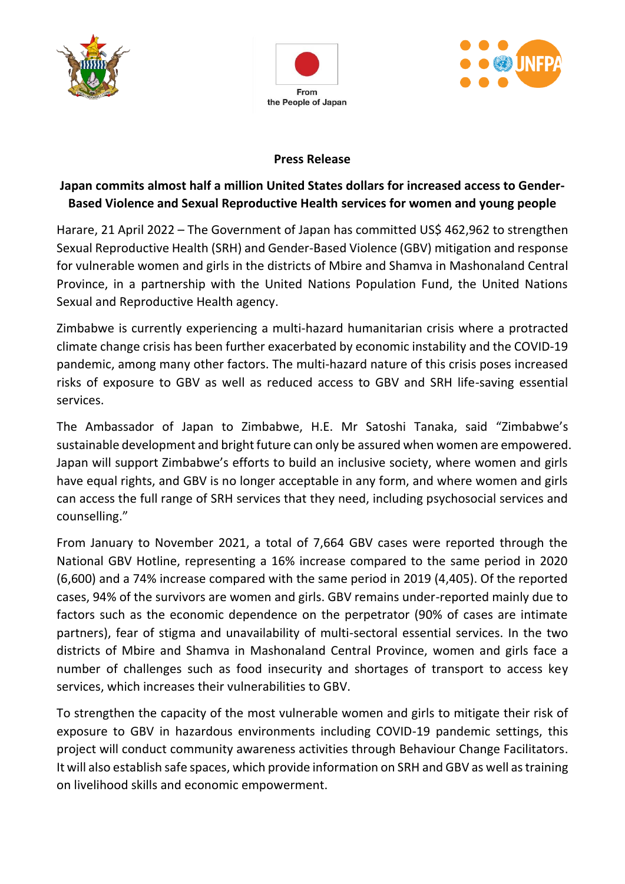From
the People of Japan

**Press Release**

**Japan commits almost half a million United States dollars for increased access to Gender-Based Violence and Sexual Reproductive Health services for women and young people**

Harare, 21 April 2022 – The Government of Japan has committed US$ 462,962 to strengthen Sexual Reproductive Health (SRH) and Gender-Based Violence (GBV) mitigation and response for vulnerable women and girls in the districts of Mbire and Shamva in Mashonaland Central Province, in a partnership with the United Nations Population Fund, the United Nations Sexual and Reproductive Health agency.

Zimbabwe is currently experiencing a multi-hazard humanitarian crisis where a protracted climate change crisis has been further exacerbated by economic instability and the COVID-19 pandemic, among many other factors. The multi-hazard nature of this crisis poses increased risks of exposure to GBV as well as reduced access to GBV and SRH life-saving essential services.

The Ambassador of Japan to Zimbabwe, H.E. Mr Satoshi Tanaka, said "Zimbabwe's sustainable development and bright future can only be assured when women are empowered. Japan will support Zimbabwe's efforts to build an inclusive society, where women and girls have equal rights, and GBV is no longer acceptable in any form, and where women and girls can access the full range of SRH services that they need, including psychosocial services and counselling."

From January to November 2021, a total of 7,664 GBV cases were reported through the National GBV Hotline, representing a 16% increase compared to the same period in 2020 (6,600) and a 74% increase compared with the same period in 2019 (4,405). Of the reported cases, 94% of the survivors are women and girls. GBV remains under-reported mainly due to factors such as the economic dependence on the perpetrator (90% of cases are intimate partners), fear of stigma and unavailability of multi-sectoral essential services. In the two districts of Mbire and Shamva in Mashonaland Central Province, women and girls face a number of challenges such as food insecurity and shortages of transport to access key services, which increases their vulnerabilities to GBV.

To strengthen the capacity of the most vulnerable women and girls to mitigate their risk of exposure to GBV in hazardous environments including COVID-19 pandemic settings, this project will conduct community awareness activities through Behaviour Change Facilitators. It will also establish safe spaces, which provide information on SRH and GBV as well as training on livelihood skills and economic empowerment.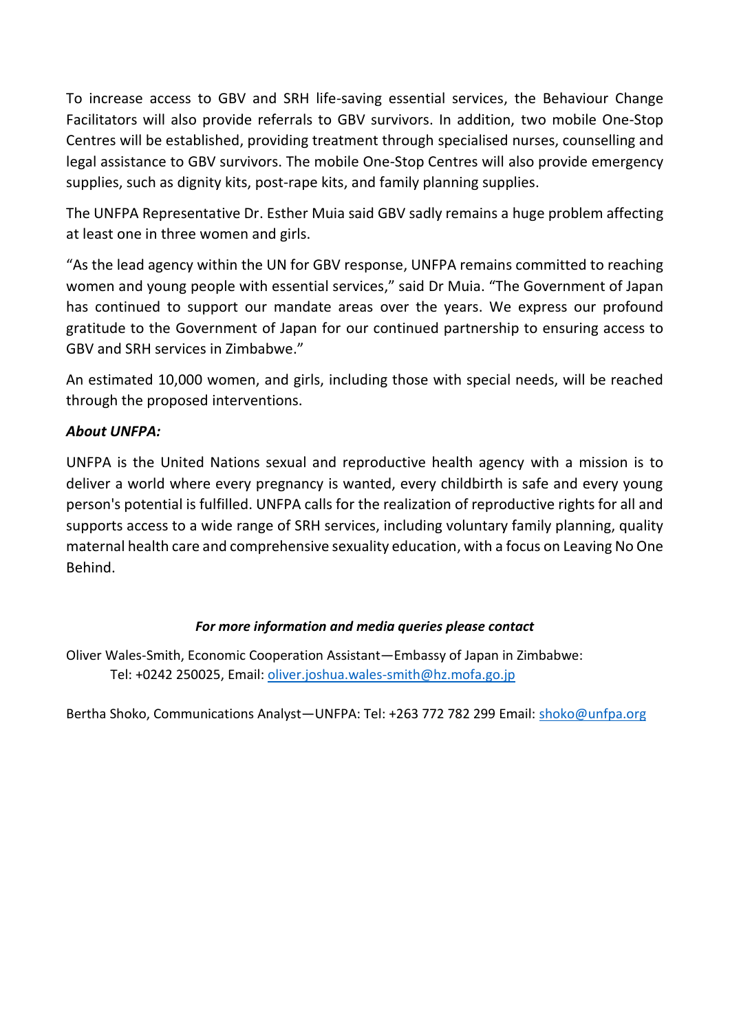To increase access to GBV and SRH life-saving essential services, the Behaviour Change Facilitators will also provide referrals to GBV survivors. In addition, two mobile One-Stop Centres will be established, providing treatment through specialised nurses, counselling and legal assistance to GBV survivors. The mobile One-Stop Centres will also provide emergency supplies, such as dignity kits, post-rape kits, and family planning supplies.

The UNFPA Representative Dr. Esther Muia said GBV sadly remains a huge problem affecting at least one in three women and girls.

"As the lead agency within the UN for GBV response, UNFPA remains committed to reaching women and young people with essential services," said Dr Muia. "The Government of Japan has continued to support our mandate areas over the years. We express our profound gratitude to the Government of Japan for our continued partnership to ensuring access to GBV and SRH services in Zimbabwe."

An estimated 10,000 women, and girls, including those with special needs, will be reached through the proposed interventions.

***About UNFPA:***

UNFPA is the United Nations sexual and reproductive health agency with a mission is to deliver a world where every pregnancy is wanted, every childbirth is safe and every young person's potential is fulfilled. UNFPA calls for the realization of reproductive rights for all and supports access to a wide range of SRH services, including voluntary family planning, quality maternal health care and comprehensive sexuality education, with a focus on Leaving No One Behind.

***For more information and media queries please contact***

Oliver Wales-Smith, Economic Cooperation Assistant—Embassy of Japan in Zimbabwe: Tel: +0242 250025, Email: oliver.joshua.wales-smith@hz.mofa.go.jp

Bertha Shoko, Communications Analyst—UNFPA: Tel: +263 772 782 299 Email: shoko@unfpa.org